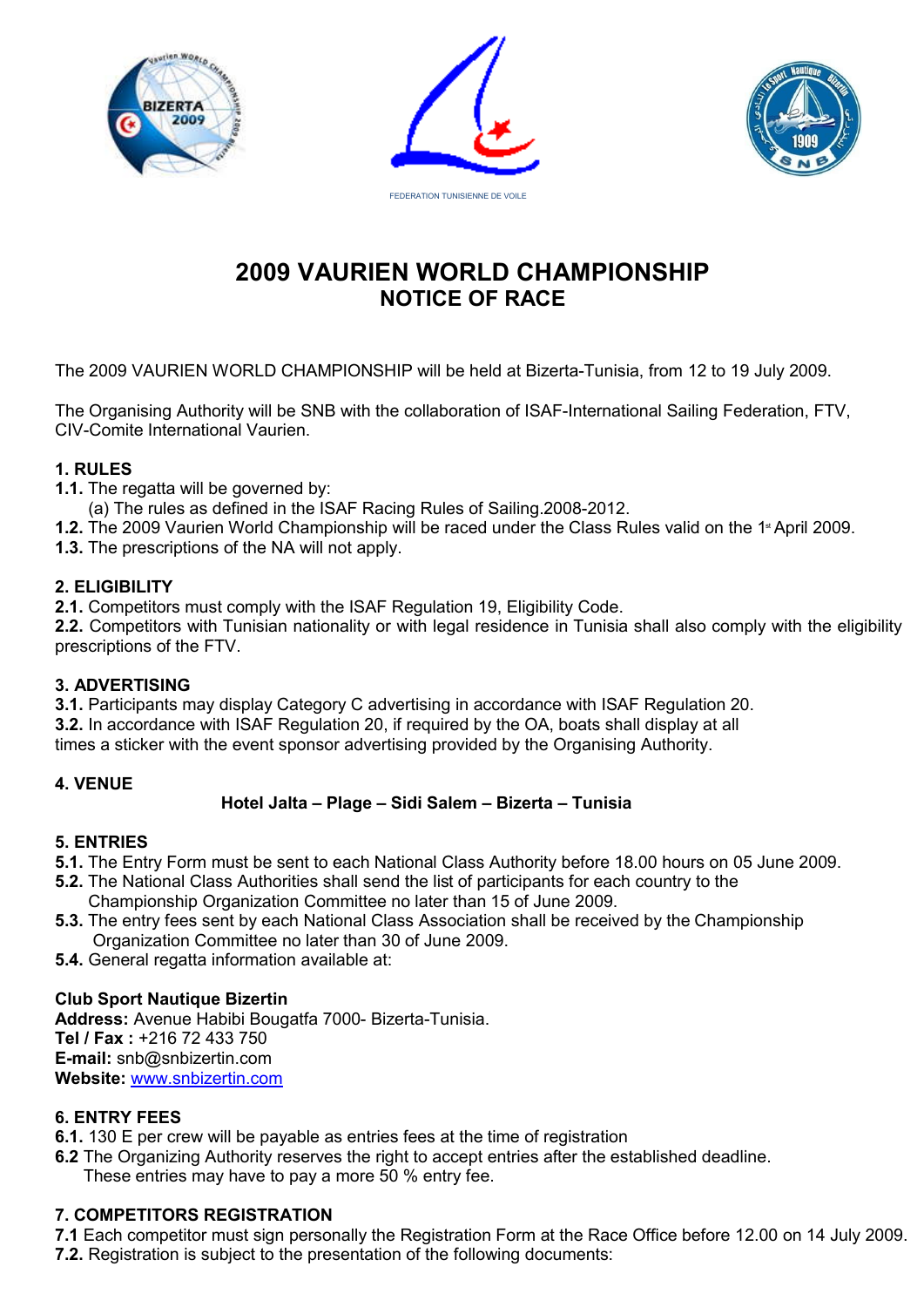FEDERATION TUNISIENNE DE VOILE

# 2009 VAURIEN WORLD CHAMPIONSHIP
## NOTICE OF RACE

The 2009 VAURIEN WORLD CHAMPIONSHIP will be held at Bizerta-Tunisia, from 12 to 19 July 2009.

The Organising Authority will be SNB with the collaboration of ISAF-International Sailing Federation, FTV, CIV-Comite International Vaurien.

### 1. RULES

**1.1.** The regatta will be governed by:
 (a) The rules as defined in the ISAF Racing Rules of Sailing.2008-2012.

**1.2.** The 2009 Vaurien World Championship will be raced under the Class Rules valid on the 1st April 2009.

**1.3.** The prescriptions of the NA will not apply.

### 2. ELIGIBILITY

**2.1.** Competitors must comply with the ISAF Regulation 19, Eligibility Code.

**2.2.** Competitors with Tunisian nationality or with legal residence in Tunisia shall also comply with the eligibility prescriptions of the FTV.

### 3. ADVERTISING

**3.1.** Participants may display Category C advertising in accordance with ISAF Regulation 20.

**3.2.** In accordance with ISAF Regulation 20, if required by the OA, boats shall display at all times a sticker with the event sponsor advertising provided by the Organising Authority.

### 4. VENUE

**Hotel Jalta – Plage – Sidi Salem – Bizerta – Tunisia**

### 5. ENTRIES

**5.1.** The Entry Form must be sent to each National Class Authority before 18.00 hours on 05 June 2009.

**5.2.** The National Class Authorities shall send the list of participants for each country to the Championship Organization Committee no later than 15 of June 2009.

**5.3.** The entry fees sent by each National Class Association shall be received by the Championship Organization Committee no later than 30 of June 2009.

**5.4.** General regatta information available at:

**Club Sport Nautique Bizertin**
**Address:** Avenue Habibi Bougatfa 7000- Bizerta-Tunisia.
**Tel / Fax :** +216 72 433 750
**E-mail:** snb@snbizertin.com
**Website:** www.snbizertin.com

### 6. ENTRY FEES

**6.1.** 130 E per crew will be payable as entries fees at the time of registration

**6.2** The Organizing Authority reserves the right to accept entries after the established deadline. These entries may have to pay a more 50 % entry fee.

### 7. COMPETITORS REGISTRATION

**7.1** Each competitor must sign personally the Registration Form at the Race Office before 12.00 on 14 July 2009.

**7.2.** Registration is subject to the presentation of the following documents: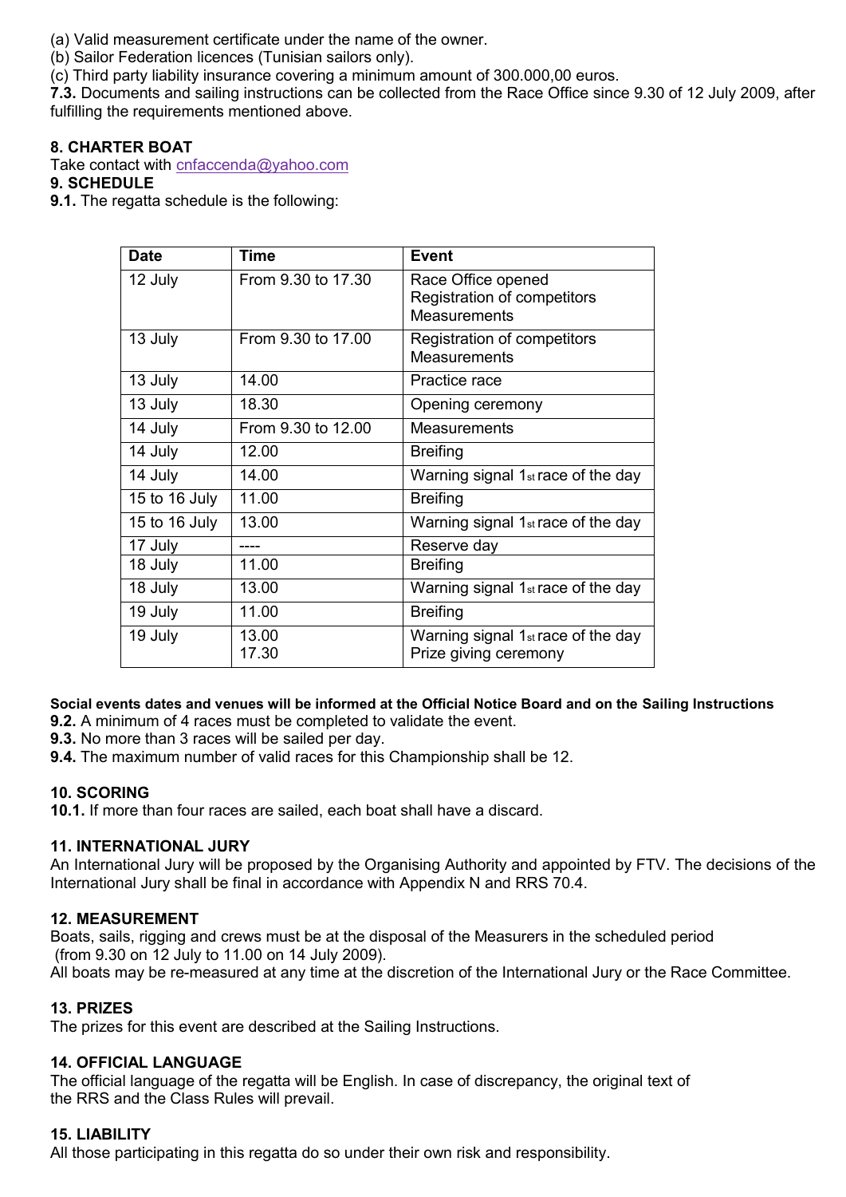(a) Valid measurement certificate under the name of the owner.
(b) Sailor Federation licences (Tunisian sailors only).
(c) Third party liability insurance covering a minimum amount of 300.000,00 euros.
**7.3.** Documents and sailing instructions can be collected from the Race Office since 9.30 of 12 July 2009, after fulfilling the requirements mentioned above.

**8. CHARTER BOAT**
Take contact with cnfaccenda@yahoo.com

**9. SCHEDULE**
**9.1.** The regatta schedule is the following:

| Date | Time | Event |
|---|---|---|
| 12 July | From 9.30 to 17.30 | Race Office opened<br>Registration of competitors<br>Measurements |
| 13 July | From 9.30 to 17.00 | Registration of competitors<br>Measurements |
| 13 July | 14.00 | Practice race |
| 13 July | 18.30 | Opening ceremony |
| 14 July | From 9.30 to 12.00 | Measurements |
| 14 July | 12.00 | Breifing |
| 14 July | 14.00 | Warning signal 1st race of the day |
| 15 to 16 July | 11.00 | Breifing |
| 15 to 16 July | 13.00 | Warning signal 1st race of the day |
| 17 July | ---- | Reserve day |
| 18 July | 11.00 | Breifing |
| 18 July | 13.00 | Warning signal 1st race of the day |
| 19 July | 11.00 | Breifing |
| 19 July | 13.00<br>17.30 | Warning signal 1st race of the day<br>Prize giving ceremony |

**Social events dates and venues will be informed at the Official Notice Board and on the Sailing Instructions**
**9.2.** A minimum of 4 races must be completed to validate the event.
**9.3.** No more than 3 races will be sailed per day.
**9.4.** The maximum number of valid races for this Championship shall be 12.

**10. SCORING**
**10.1.** If more than four races are sailed, each boat shall have a discard.

**11. INTERNATIONAL JURY**
An International Jury will be proposed by the Organising Authority and appointed by FTV. The decisions of the International Jury shall be final in accordance with Appendix N and RRS 70.4.

**12. MEASUREMENT**
Boats, sails, rigging and crews must be at the disposal of the Measurers in the scheduled period (from 9.30 on 12 July to 11.00 on 14 July 2009).
All boats may be re-measured at any time at the discretion of the International Jury or the Race Committee.

**13. PRIZES**
The prizes for this event are described at the Sailing Instructions.

**14. OFFICIAL LANGUAGE**
The official language of the regatta will be English. In case of discrepancy, the original text of the RRS and the Class Rules will prevail.

**15. LIABILITY**
All those participating in this regatta do so under their own risk and responsibility.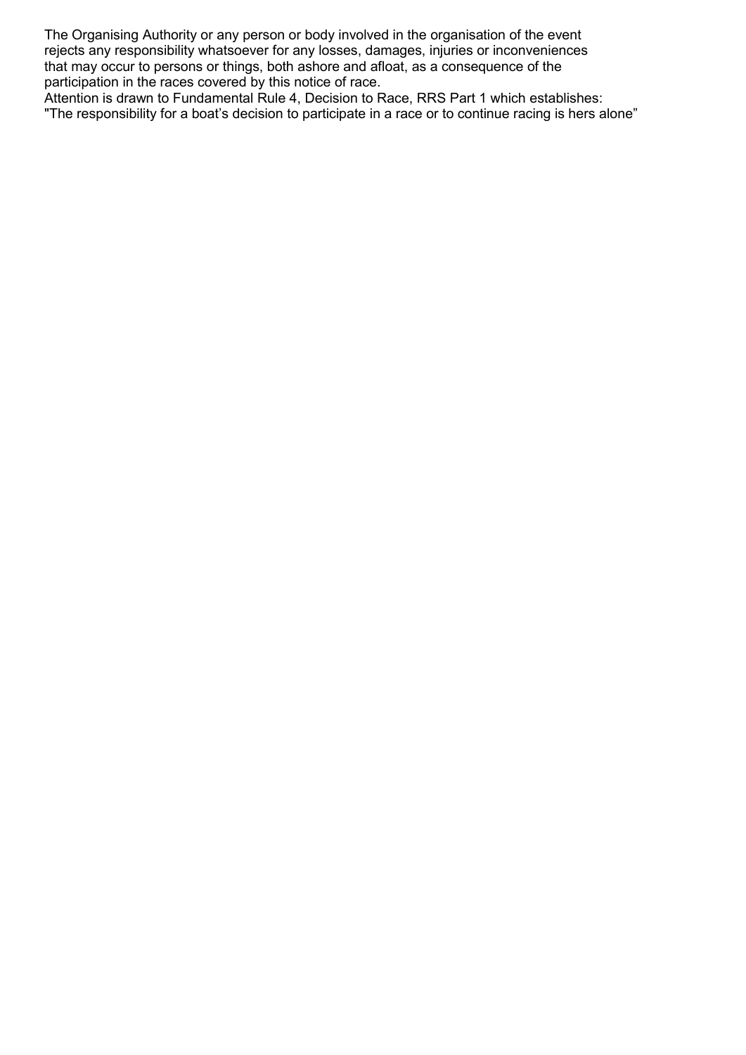The Organising Authority or any person or body involved in the organisation of the event rejects any responsibility whatsoever for any losses, damages, injuries or inconveniences that may occur to persons or things, both ashore and afloat, as a consequence of the participation in the races covered by this notice of race.
Attention is drawn to Fundamental Rule 4, Decision to Race, RRS Part 1 which establishes:
"The responsibility for a boat's decision to participate in a race or to continue racing is hers alone"